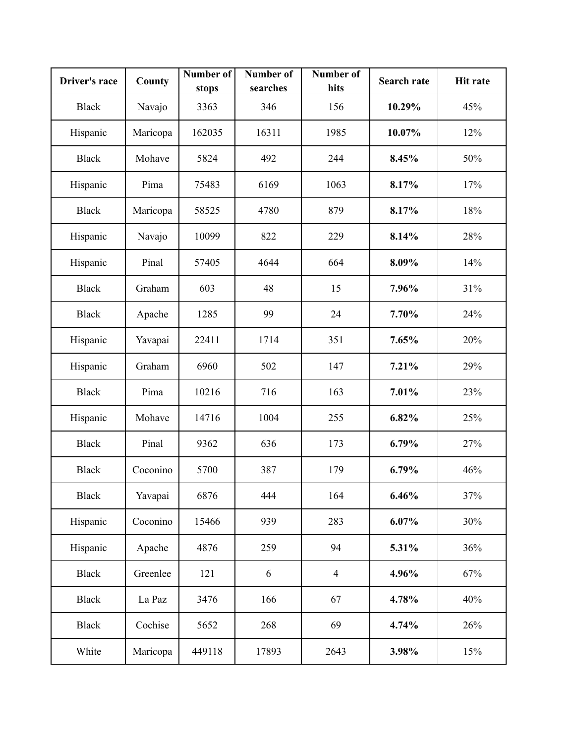| Driver's race | County | Number of stops | Number of searches | Number of hits | Search rate | Hit rate |
|---|---|---|---|---|---|---|
| Black | Navajo | 3363 | 346 | 156 | **10.29%** | 45% |
| Hispanic | Maricopa | 162035 | 16311 | 1985 | **10.07%** | 12% |
| Black | Mohave | 5824 | 492 | 244 | **8.45%** | 50% |
| Hispanic | Pima | 75483 | 6169 | 1063 | **8.17%** | 17% |
| Black | Maricopa | 58525 | 4780 | 879 | **8.17%** | 18% |
| Hispanic | Navajo | 10099 | 822 | 229 | **8.14%** | 28% |
| Hispanic | Pinal | 57405 | 4644 | 664 | **8.09%** | 14% |
| Black | Graham | 603 | 48 | 15 | **7.96%** | 31% |
| Black | Apache | 1285 | 99 | 24 | **7.70%** | 24% |
| Hispanic | Yavapai | 22411 | 1714 | 351 | **7.65%** | 20% |
| Hispanic | Graham | 6960 | 502 | 147 | **7.21%** | 29% |
| Black | Pima | 10216 | 716 | 163 | **7.01%** | 23% |
| Hispanic | Mohave | 14716 | 1004 | 255 | **6.82%** | 25% |
| Black | Pinal | 9362 | 636 | 173 | **6.79%** | 27% |
| Black | Coconino | 5700 | 387 | 179 | **6.79%** | 46% |
| Black | Yavapai | 6876 | 444 | 164 | **6.46%** | 37% |
| Hispanic | Coconino | 15466 | 939 | 283 | **6.07%** | 30% |
| Hispanic | Apache | 4876 | 259 | 94 | **5.31%** | 36% |
| Black | Greenlee | 121 | 6 | 4 | **4.96%** | 67% |
| Black | La Paz | 3476 | 166 | 67 | **4.78%** | 40% |
| Black | Cochise | 5652 | 268 | 69 | **4.74%** | 26% |
| White | Maricopa | 449118 | 17893 | 2643 | **3.98%** | 15% |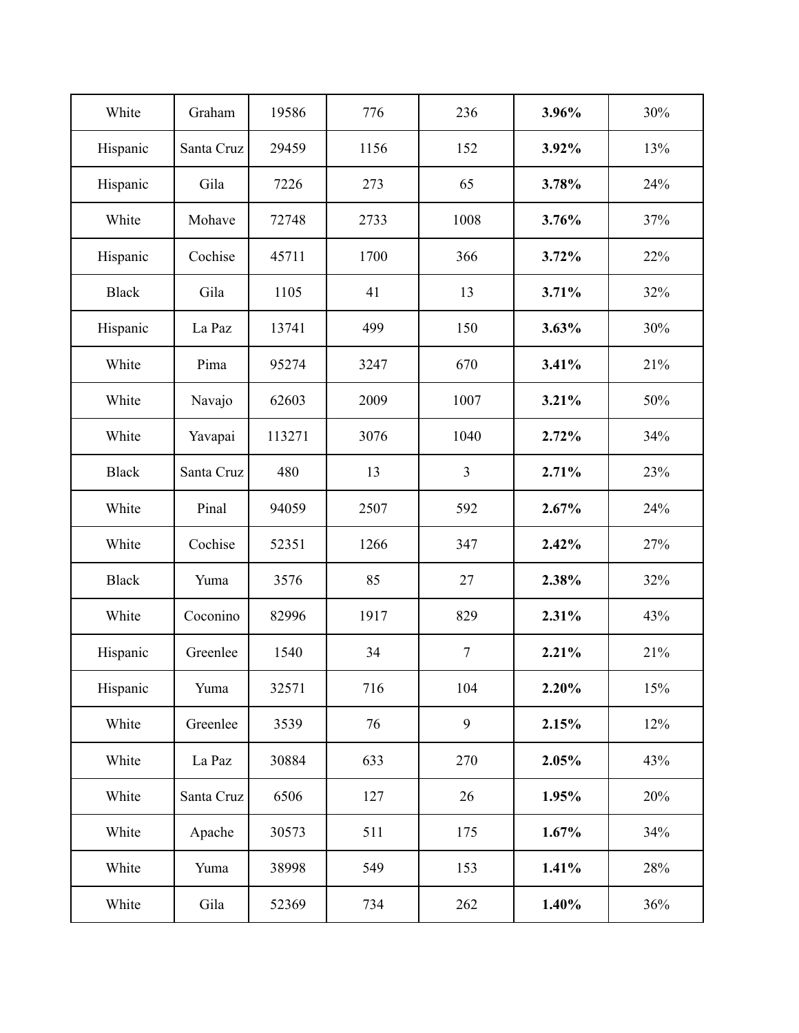| | | | | | | |
|---|---|---|---|---|---|---|
| White | Graham | 19586 | 776 | 236 | **3.96%** | 30% |
| Hispanic | Santa Cruz | 29459 | 1156 | 152 | **3.92%** | 13% |
| Hispanic | Gila | 7226 | 273 | 65 | **3.78%** | 24% |
| White | Mohave | 72748 | 2733 | 1008 | **3.76%** | 37% |
| Hispanic | Cochise | 45711 | 1700 | 366 | **3.72%** | 22% |
| Black | Gila | 1105 | 41 | 13 | **3.71%** | 32% |
| Hispanic | La Paz | 13741 | 499 | 150 | **3.63%** | 30% |
| White | Pima | 95274 | 3247 | 670 | **3.41%** | 21% |
| White | Navajo | 62603 | 2009 | 1007 | **3.21%** | 50% |
| White | Yavapai | 113271 | 3076 | 1040 | **2.72%** | 34% |
| Black | Santa Cruz | 480 | 13 | 3 | **2.71%** | 23% |
| White | Pinal | 94059 | 2507 | 592 | **2.67%** | 24% |
| White | Cochise | 52351 | 1266 | 347 | **2.42%** | 27% |
| Black | Yuma | 3576 | 85 | 27 | **2.38%** | 32% |
| White | Coconino | 82996 | 1917 | 829 | **2.31%** | 43% |
| Hispanic | Greenlee | 1540 | 34 | 7 | **2.21%** | 21% |
| Hispanic | Yuma | 32571 | 716 | 104 | **2.20%** | 15% |
| White | Greenlee | 3539 | 76 | 9 | **2.15%** | 12% |
| White | La Paz | 30884 | 633 | 270 | **2.05%** | 43% |
| White | Santa Cruz | 6506 | 127 | 26 | **1.95%** | 20% |
| White | Apache | 30573 | 511 | 175 | **1.67%** | 34% |
| White | Yuma | 38998 | 549 | 153 | **1.41%** | 28% |
| White | Gila | 52369 | 734 | 262 | **1.40%** | 36% |